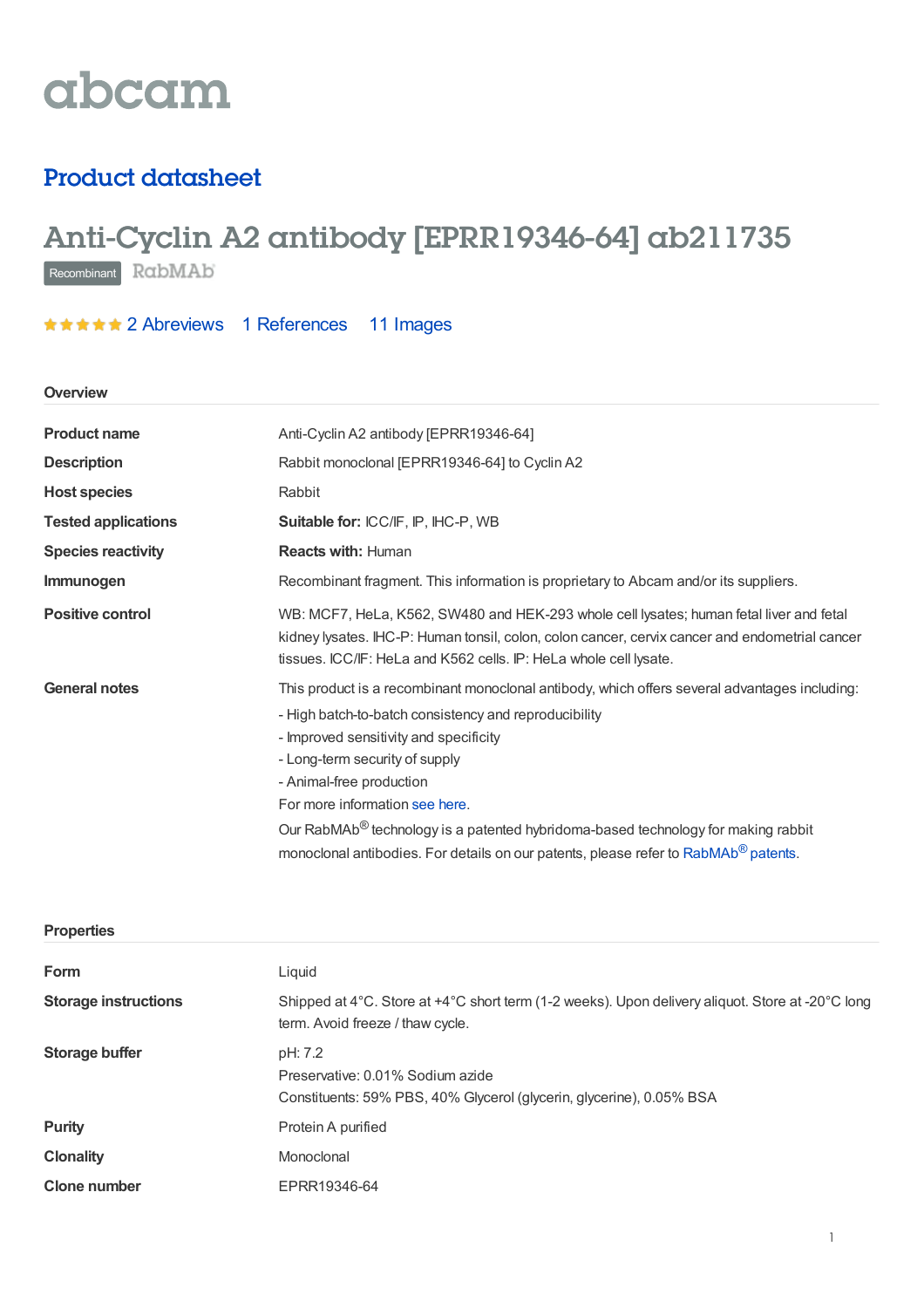abcam

## Product datasheet

# Anti-Cyclin A2 antibody [EPRR19346-64] ab211735

Recombinant RabMAb

★★★★★ 2 Abreviews 1 References 11 Images

### Overview

| | |
|---|---|
| **Product name** | Anti-Cyclin A2 antibody [EPRR19346-64] |
| **Description** | Rabbit monoclonal [EPRR19346-64] to Cyclin A2 |
| **Host species** | Rabbit |
| **Tested applications** | **Suitable for:** ICC/IF, IP, IHC-P, WB |
| **Species reactivity** | **Reacts with:** Human |
| **Immunogen** | Recombinant fragment. This information is proprietary to Abcam and/or its suppliers. |
| **Positive control** | WB: MCF7, HeLa, K562, SW480 and HEK-293 whole cell lysates; human fetal liver and fetal kidney lysates. IHC-P: Human tonsil, colon, colon cancer, cervix cancer and endometrial cancer tissues. ICC/IF: HeLa and K562 cells. IP: HeLa whole cell lysate. |
| **General notes** | This product is a recombinant monoclonal antibody, which offers several advantages including:<br>- High batch-to-batch consistency and reproducibility<br>- Improved sensitivity and specificity<br>- Long-term security of supply<br>- Animal-free production<br>For more information see here.<br>Our RabMAb® technology is a patented hybridoma-based technology for making rabbit monoclonal antibodies. For details on our patents, please refer to RabMAb® patents. |

### Properties

| | |
|---|---|
| **Form** | Liquid |
| **Storage instructions** | Shipped at 4°C. Store at +4°C short term (1-2 weeks). Upon delivery aliquot. Store at -20°C long term. Avoid freeze / thaw cycle. |
| **Storage buffer** | pH: 7.2<br>Preservative: 0.01% Sodium azide<br>Constituents: 59% PBS, 40% Glycerol (glycerin, glycerine), 0.05% BSA |
| **Purity** | Protein A purified |
| **Clonality** | Monoclonal |
| **Clone number** | EPRR19346-64 |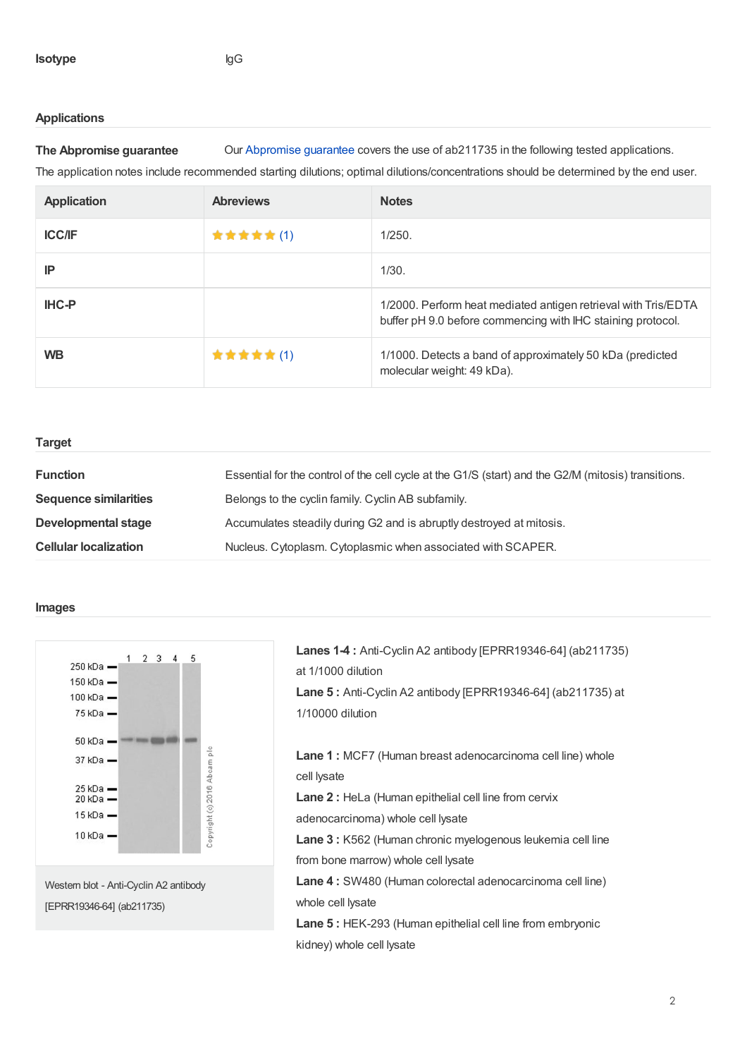**Isotype** IgG

## Applications

**The Abpromise guarantee** Our Abpromise guarantee covers the use of ab211735 in the following tested applications.

The application notes include recommended starting dilutions; optimal dilutions/concentrations should be determined by the end user.

| Application | Abreviews | Notes |
|---|---|---|
| ICC/IF | ★★★★★ (1) | 1/250. |
| IP | | 1/30. |
| IHC-P | | 1/2000. Perform heat mediated antigen retrieval with Tris/EDTA buffer pH 9.0 before commencing with IHC staining protocol. |
| WB | ★★★★★ (1) | 1/1000. Detects a band of approximately 50 kDa (predicted molecular weight: 49 kDa). |

## Target

**Function** Essential for the control of the cell cycle at the G1/S (start) and the G2/M (mitosis) transitions.

**Sequence similarities** Belongs to the cyclin family. Cyclin AB subfamily.

**Developmental stage** Accumulates steadily during G2 and is abruptly destroyed at mitosis.

**Cellular localization** Nucleus. Cytoplasm. Cytoplasmic when associated with SCAPER.

## Images

Western blot - Anti-Cyclin A2 antibody [EPRR19346-64] (ab211735)

**Lanes 1-4 :** Anti-Cyclin A2 antibody [EPRR19346-64] (ab211735) at 1/1000 dilution

**Lane 5 :** Anti-Cyclin A2 antibody [EPRR19346-64] (ab211735) at 1/10000 dilution

**Lane 1 :** MCF7 (Human breast adenocarcinoma cell line) whole cell lysate

**Lane 2 :** HeLa (Human epithelial cell line from cervix adenocarcinoma) whole cell lysate

**Lane 3 :** K562 (Human chronic myelogenous leukemia cell line from bone marrow) whole cell lysate

**Lane 4 :** SW480 (Human colorectal adenocarcinoma cell line) whole cell lysate

**Lane 5 :** HEK-293 (Human epithelial cell line from embryonic kidney) whole cell lysate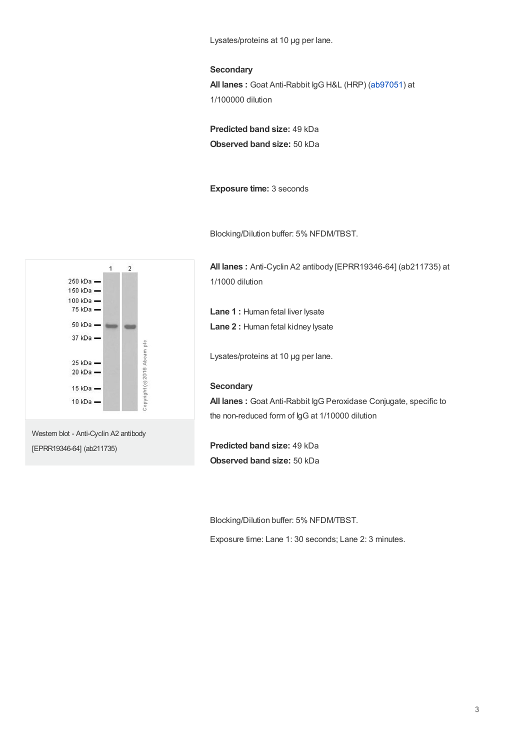Lysates/proteins at 10 µg per lane.

**Secondary**

**All lanes :** Goat Anti-Rabbit IgG H&L (HRP) (ab97051) at 1/100000 dilution

**Predicted band size:** 49 kDa

**Observed band size:** 50 kDa

**Exposure time:** 3 seconds

Blocking/Dilution buffer: 5% NFDM/TBST.

Western blot - Anti-Cyclin A2 antibody [EPRR19346-64] (ab211735)

**All lanes :** Anti-Cyclin A2 antibody [EPRR19346-64] (ab211735) at 1/1000 dilution

**Lane 1 :** Human fetal liver lysate

**Lane 2 :** Human fetal kidney lysate

Lysates/proteins at 10 µg per lane.

**Secondary**

**All lanes :** Goat Anti-Rabbit IgG Peroxidase Conjugate, specific to the non-reduced form of IgG at 1/10000 dilution

**Predicted band size:** 49 kDa

**Observed band size:** 50 kDa

Blocking/Dilution buffer: 5% NFDM/TBST.

Exposure time: Lane 1: 30 seconds; Lane 2: 3 minutes.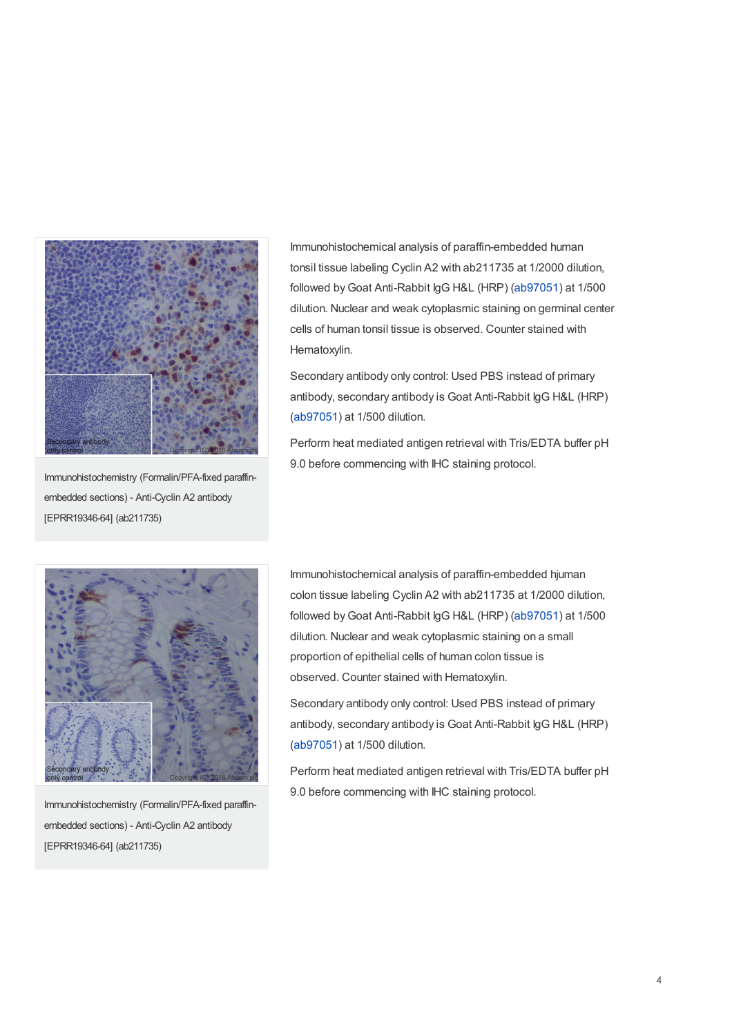Immunohistochemistry (Formalin/PFA-fixed paraffin-embedded sections) - Anti-Cyclin A2 antibody [EPRR19346-64] (ab211735)

Immunohistochemical analysis of paraffin-embedded human tonsil tissue labeling Cyclin A2 with ab211735 at 1/2000 dilution, followed by Goat Anti-Rabbit IgG H&L (HRP) (ab97051) at 1/500 dilution. Nuclear and weak cytoplasmic staining on germinal center cells of human tonsil tissue is observed. Counter stained with Hematoxylin.

Secondary antibody only control: Used PBS instead of primary antibody, secondary antibody is Goat Anti-Rabbit IgG H&L (HRP) (ab97051) at 1/500 dilution.

Perform heat mediated antigen retrieval with Tris/EDTA buffer pH 9.0 before commencing with IHC staining protocol.

Immunohistochemistry (Formalin/PFA-fixed paraffin-embedded sections) - Anti-Cyclin A2 antibody [EPRR19346-64] (ab211735)

Immunohistochemical analysis of paraffin-embedded hjuman colon tissue labeling Cyclin A2 with ab211735 at 1/2000 dilution, followed by Goat Anti-Rabbit IgG H&L (HRP) (ab97051) at 1/500 dilution. Nuclear and weak cytoplasmic staining on a small proportion of epithelial cells of human colon tissue is observed. Counter stained with Hematoxylin.

Secondary antibody only control: Used PBS instead of primary antibody, secondary antibody is Goat Anti-Rabbit IgG H&L (HRP) (ab97051) at 1/500 dilution.

Perform heat mediated antigen retrieval with Tris/EDTA buffer pH 9.0 before commencing with IHC staining protocol.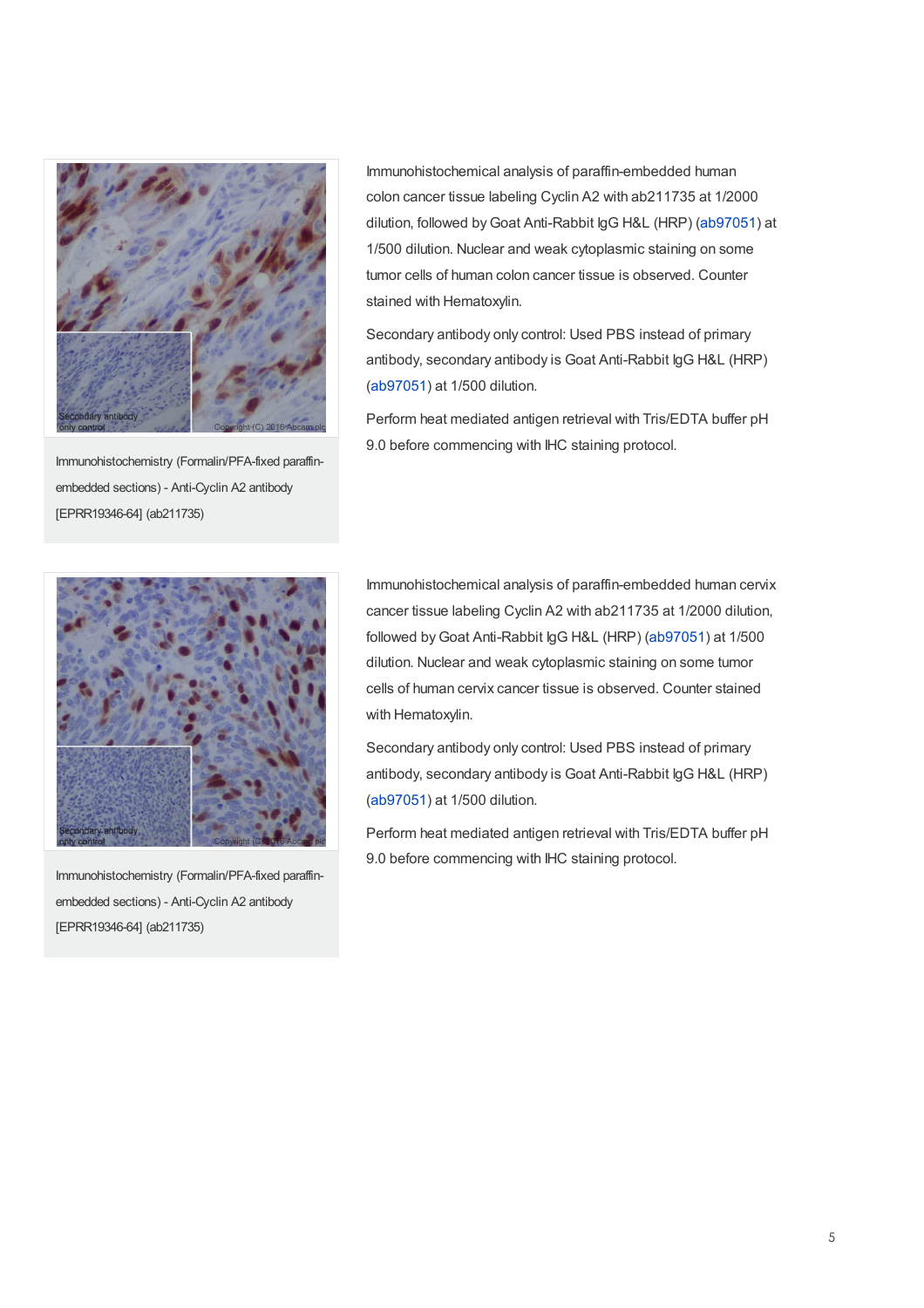Immunohistochemistry (Formalin/PFA-fixed paraffin-embedded sections) - Anti-Cyclin A2 antibody [EPRR19346-64] (ab211735)

Immunohistochemical analysis of paraffin-embedded human colon cancer tissue labeling Cyclin A2 with ab211735 at 1/2000 dilution, followed by Goat Anti-Rabbit IgG H&L (HRP) (ab97051) at 1/500 dilution. Nuclear and weak cytoplasmic staining on some tumor cells of human colon cancer tissue is observed. Counter stained with Hematoxylin.

Secondary antibody only control: Used PBS instead of primary antibody, secondary antibody is Goat Anti-Rabbit IgG H&L (HRP) (ab97051) at 1/500 dilution.

Perform heat mediated antigen retrieval with Tris/EDTA buffer pH 9.0 before commencing with IHC staining protocol.

Immunohistochemistry (Formalin/PFA-fixed paraffin-embedded sections) - Anti-Cyclin A2 antibody [EPRR19346-64] (ab211735)

Immunohistochemical analysis of paraffin-embedded human cervix cancer tissue labeling Cyclin A2 with ab211735 at 1/2000 dilution, followed by Goat Anti-Rabbit IgG H&L (HRP) (ab97051) at 1/500 dilution. Nuclear and weak cytoplasmic staining on some tumor cells of human cervix cancer tissue is observed. Counter stained with Hematoxylin.

Secondary antibody only control: Used PBS instead of primary antibody, secondary antibody is Goat Anti-Rabbit IgG H&L (HRP) (ab97051) at 1/500 dilution.

Perform heat mediated antigen retrieval with Tris/EDTA buffer pH 9.0 before commencing with IHC staining protocol.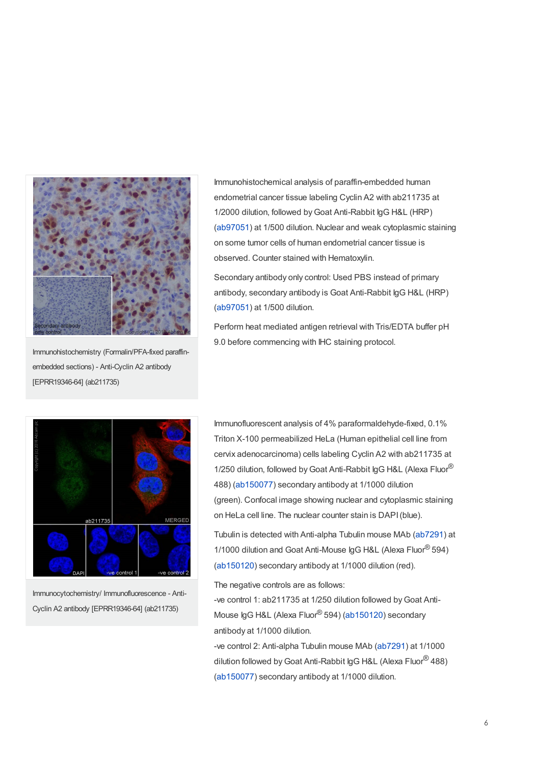Immunohistochemistry (Formalin/PFA-fixed paraffin-embedded sections) - Anti-Cyclin A2 antibody [EPRR19346-64] (ab211735)

Immunohistochemical analysis of paraffin-embedded human endometrial cancer tissue labeling Cyclin A2 with ab211735 at 1/2000 dilution, followed by Goat Anti-Rabbit IgG H&L (HRP) (ab97051) at 1/500 dilution. Nuclear and weak cytoplasmic staining on some tumor cells of human endometrial cancer tissue is observed. Counter stained with Hematoxylin.

Secondary antibody only control: Used PBS instead of primary antibody, secondary antibody is Goat Anti-Rabbit IgG H&L (HRP) (ab97051) at 1/500 dilution.

Perform heat mediated antigen retrieval with Tris/EDTA buffer pH 9.0 before commencing with IHC staining protocol.

Immunocytochemistry/ Immunofluorescence - Anti-Cyclin A2 antibody [EPRR19346-64] (ab211735)

Immunofluorescent analysis of 4% paraformaldehyde-fixed, 0.1% Triton X-100 permeabilized HeLa (Human epithelial cell line from cervix adenocarcinoma) cells labeling Cyclin A2 with ab211735 at 1/250 dilution, followed by Goat Anti-Rabbit IgG H&L (Alexa Fluor® 488) (ab150077) secondary antibody at 1/1000 dilution (green). Confocal image showing nuclear and cytoplasmic staining on HeLa cell line. The nuclear counter stain is DAPI (blue).

Tubulin is detected with Anti-alpha Tubulin mouse MAb (ab7291) at 1/1000 dilution and Goat Anti-Mouse IgG H&L (Alexa Fluor® 594) (ab150120) secondary antibody at 1/1000 dilution (red).

The negative controls are as follows:

-ve control 1: ab211735 at 1/250 dilution followed by Goat Anti-Mouse IgG H&L (Alexa Fluor® 594) (ab150120) secondary antibody at 1/1000 dilution.

-ve control 2: Anti-alpha Tubulin mouse MAb (ab7291) at 1/1000 dilution followed by Goat Anti-Rabbit IgG H&L (Alexa Fluor® 488) (ab150077) secondary antibody at 1/1000 dilution.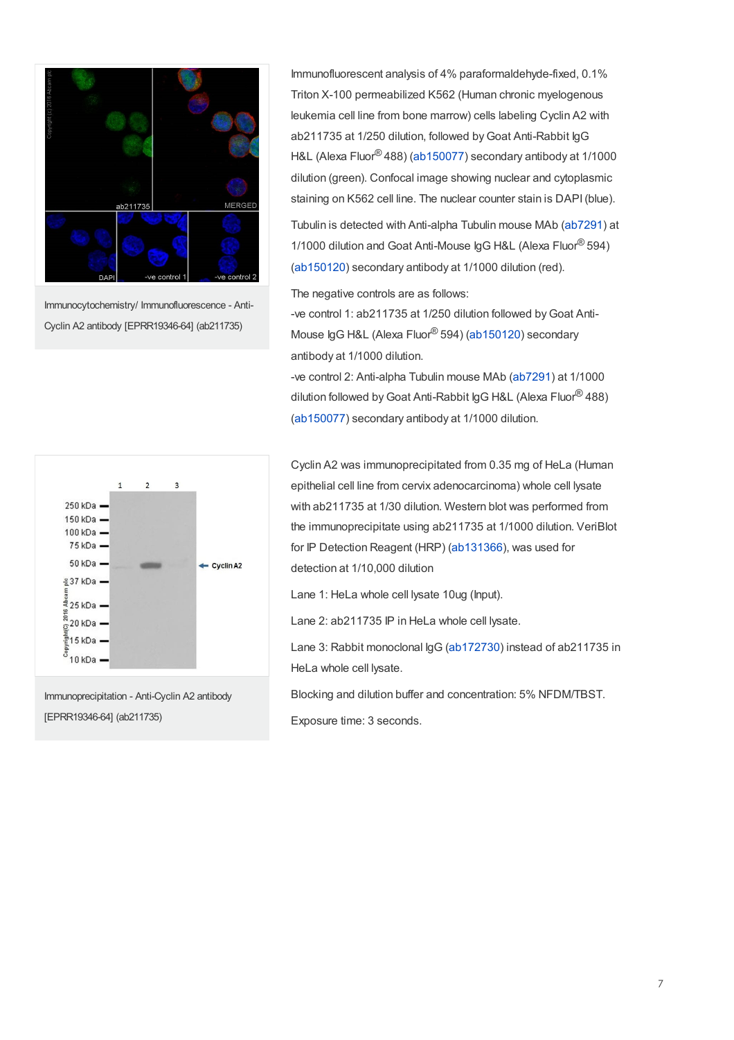Immunocytochemistry/ Immunofluorescence - Anti-Cyclin A2 antibody [EPRR19346-64] (ab211735)

Immunofluorescent analysis of 4% paraformaldehyde-fixed, 0.1% Triton X-100 permeabilized K562 (Human chronic myelogenous leukemia cell line from bone marrow) cells labeling Cyclin A2 with ab211735 at 1/250 dilution, followed by Goat Anti-Rabbit IgG H&L (Alexa Fluor® 488) (ab150077) secondary antibody at 1/1000 dilution (green). Confocal image showing nuclear and cytoplasmic staining on K562 cell line. The nuclear counter stain is DAPI (blue).

Tubulin is detected with Anti-alpha Tubulin mouse MAb (ab7291) at 1/1000 dilution and Goat Anti-Mouse IgG H&L (Alexa Fluor® 594) (ab150120) secondary antibody at 1/1000 dilution (red).

The negative controls are as follows:

-ve control 1: ab211735 at 1/250 dilution followed by Goat Anti-Mouse IgG H&L (Alexa Fluor® 594) (ab150120) secondary antibody at 1/1000 dilution.

-ve control 2: Anti-alpha Tubulin mouse MAb (ab7291) at 1/1000 dilution followed by Goat Anti-Rabbit IgG H&L (Alexa Fluor® 488) (ab150077) secondary antibody at 1/1000 dilution.

Immunoprecipitation - Anti-Cyclin A2 antibody [EPRR19346-64] (ab211735)

Cyclin A2 was immunoprecipitated from 0.35 mg of HeLa (Human epithelial cell line from cervix adenocarcinoma) whole cell lysate with ab211735 at 1/30 dilution. Western blot was performed from the immunoprecipitate using ab211735 at 1/1000 dilution. VeriBlot for IP Detection Reagent (HRP) (ab131366), was used for detection at 1/10,000 dilution

Lane 1: HeLa whole cell lysate 10ug (Input).

Lane 2: ab211735 IP in HeLa whole cell lysate.

Lane 3: Rabbit monoclonal IgG (ab172730) instead of ab211735 in HeLa whole cell lysate.

Blocking and dilution buffer and concentration: 5% NFDM/TBST.

Exposure time: 3 seconds.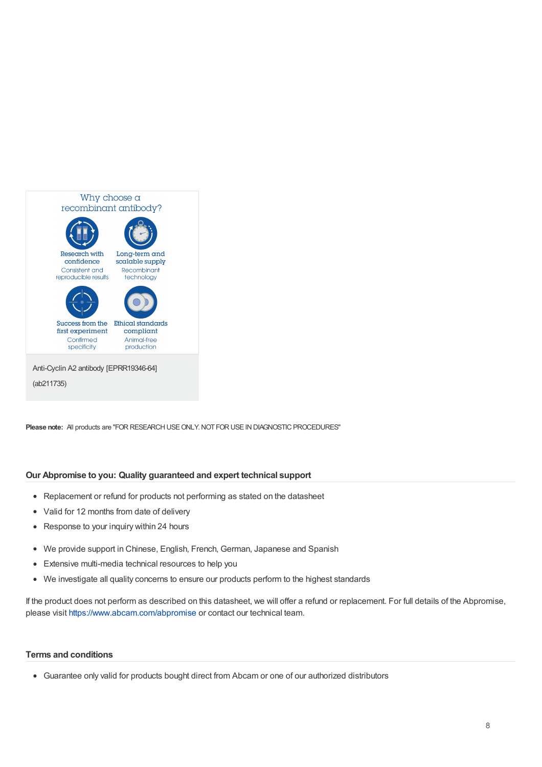Why choose a recombinant antibody?

Research with confidence
Consistent and reproducible results

Long-term and scalable supply
Recombinant technology

Success from the first experiment
Confirmed specificity

Ethical standards compliant
Animal-free production

Anti-Cyclin A2 antibody [EPRR19346-64] (ab211735)

**Please note:** All products are "FOR RESEARCH USE ONLY. NOT FOR USE IN DIAGNOSTIC PROCEDURES"

### Our Abpromise to you: Quality guaranteed and expert technical support

- Replacement or refund for products not performing as stated on the datasheet
- Valid for 12 months from date of delivery
- Response to your inquiry within 24 hours

- We provide support in Chinese, English, French, German, Japanese and Spanish
- Extensive multi-media technical resources to help you
- We investigate all quality concerns to ensure our products perform to the highest standards

If the product does not perform as described on this datasheet, we will offer a refund or replacement. For full details of the Abpromise, please visit https://www.abcam.com/abpromise or contact our technical team.

### Terms and conditions

- Guarantee only valid for products bought direct from Abcam or one of our authorized distributors